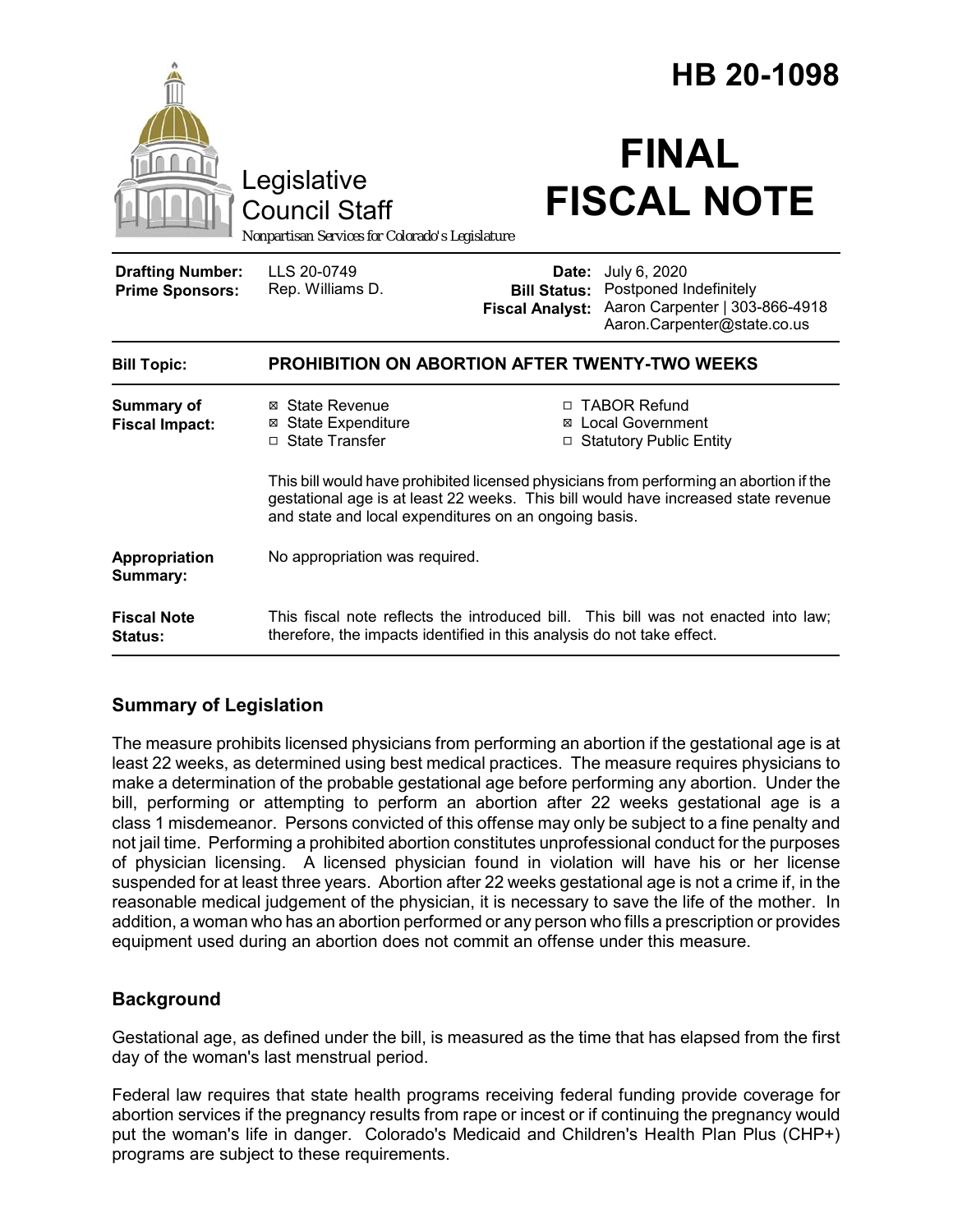# HB 20-1098

# FINAL FISCAL NOTE

Legislative Council Staff

*Nonpartisan Services for Colorado's Legislature*

| | | | |
|---|---|---|---|
| **Drafting Number:** | LLS 20-0749 | **Date:** | July 6, 2020 |
| **Prime Sponsors:** | Rep. Williams D. | **Bill Status:** | Postponed Indefinitely |
| | | **Fiscal Analyst:** | Aaron Carpenter \| 303-866-4918 Aaron.Carpenter@state.co.us |

| | |
|---|---|
| **Bill Topic:** | **PROHIBITION ON ABORTION AFTER TWENTY-TWO WEEKS** |
| **Summary of Fiscal Impact:** | ☒ State Revenue ☒ State Expenditure ☐ State Transfer ☐ TABOR Refund ☒ Local Government ☐ Statutory Public Entity<br><br>This bill would have prohibited licensed physicians from performing an abortion if the gestational age is at least 22 weeks. This bill would have increased state revenue and state and local expenditures on an ongoing basis. |
| **Appropriation Summary:** | No appropriation was required. |
| **Fiscal Note Status:** | This fiscal note reflects the introduced bill. This bill was not enacted into law; therefore, the impacts identified in this analysis do not take effect. |

## Summary of Legislation

The measure prohibits licensed physicians from performing an abortion if the gestational age is at least 22 weeks, as determined using best medical practices. The measure requires physicians to make a determination of the probable gestational age before performing any abortion. Under the bill, performing or attempting to perform an abortion after 22 weeks gestational age is a class 1 misdemeanor. Persons convicted of this offense may only be subject to a fine penalty and not jail time. Performing a prohibited abortion constitutes unprofessional conduct for the purposes of physician licensing. A licensed physician found in violation will have his or her license suspended for at least three years. Abortion after 22 weeks gestational age is not a crime if, in the reasonable medical judgement of the physician, it is necessary to save the life of the mother. In addition, a woman who has an abortion performed or any person who fills a prescription or provides equipment used during an abortion does not commit an offense under this measure.

## Background

Gestational age, as defined under the bill, is measured as the time that has elapsed from the first day of the woman's last menstrual period.

Federal law requires that state health programs receiving federal funding provide coverage for abortion services if the pregnancy results from rape or incest or if continuing the pregnancy would put the woman's life in danger. Colorado's Medicaid and Children's Health Plan Plus (CHP+) programs are subject to these requirements.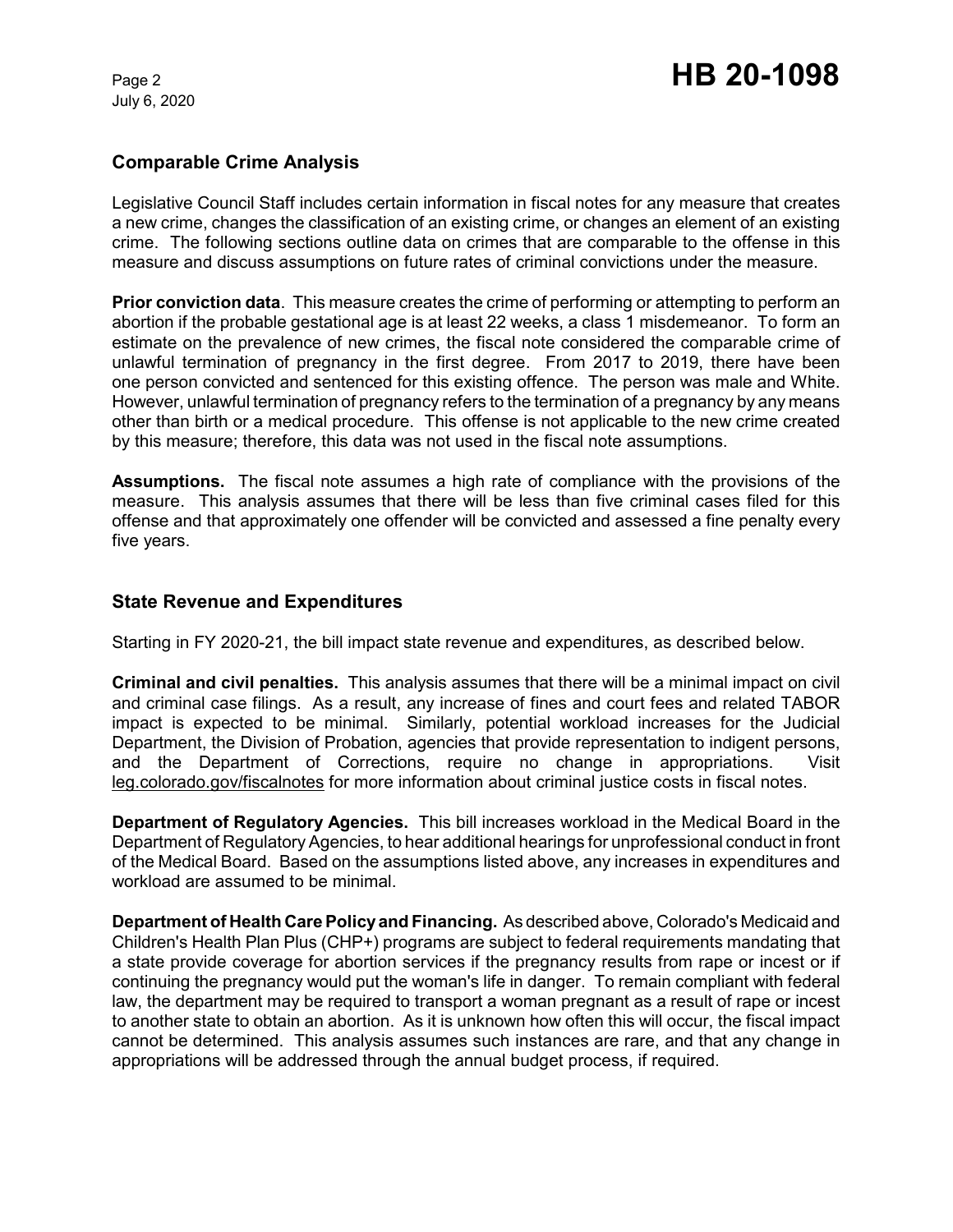## Comparable Crime Analysis

Legislative Council Staff includes certain information in fiscal notes for any measure that creates a new crime, changes the classification of an existing crime, or changes an element of an existing crime. The following sections outline data on crimes that are comparable to the offense in this measure and discuss assumptions on future rates of criminal convictions under the measure.

**Prior conviction data**. This measure creates the crime of performing or attempting to perform an abortion if the probable gestational age is at least 22 weeks, a class 1 misdemeanor. To form an estimate on the prevalence of new crimes, the fiscal note considered the comparable crime of unlawful termination of pregnancy in the first degree. From 2017 to 2019, there have been one person convicted and sentenced for this existing offence. The person was male and White. However, unlawful termination of pregnancy refers to the termination of a pregnancy by any means other than birth or a medical procedure. This offense is not applicable to the new crime created by this measure; therefore, this data was not used in the fiscal note assumptions.

**Assumptions.** The fiscal note assumes a high rate of compliance with the provisions of the measure. This analysis assumes that there will be less than five criminal cases filed for this offense and that approximately one offender will be convicted and assessed a fine penalty every five years.

## State Revenue and Expenditures

Starting in FY 2020-21, the bill impact state revenue and expenditures, as described below.

**Criminal and civil penalties.** This analysis assumes that there will be a minimal impact on civil and criminal case filings. As a result, any increase of fines and court fees and related TABOR impact is expected to be minimal. Similarly, potential workload increases for the Judicial Department, the Division of Probation, agencies that provide representation to indigent persons, and the Department of Corrections, require no change in appropriations. Visit leg.colorado.gov/fiscalnotes for more information about criminal justice costs in fiscal notes.

**Department of Regulatory Agencies.** This bill increases workload in the Medical Board in the Department of Regulatory Agencies, to hear additional hearings for unprofessional conduct in front of the Medical Board. Based on the assumptions listed above, any increases in expenditures and workload are assumed to be minimal.

**Department of Health Care Policy and Financing.** As described above, Colorado's Medicaid and Children's Health Plan Plus (CHP+) programs are subject to federal requirements mandating that a state provide coverage for abortion services if the pregnancy results from rape or incest or if continuing the pregnancy would put the woman's life in danger. To remain compliant with federal law, the department may be required to transport a woman pregnant as a result of rape or incest to another state to obtain an abortion. As it is unknown how often this will occur, the fiscal impact cannot be determined. This analysis assumes such instances are rare, and that any change in appropriations will be addressed through the annual budget process, if required.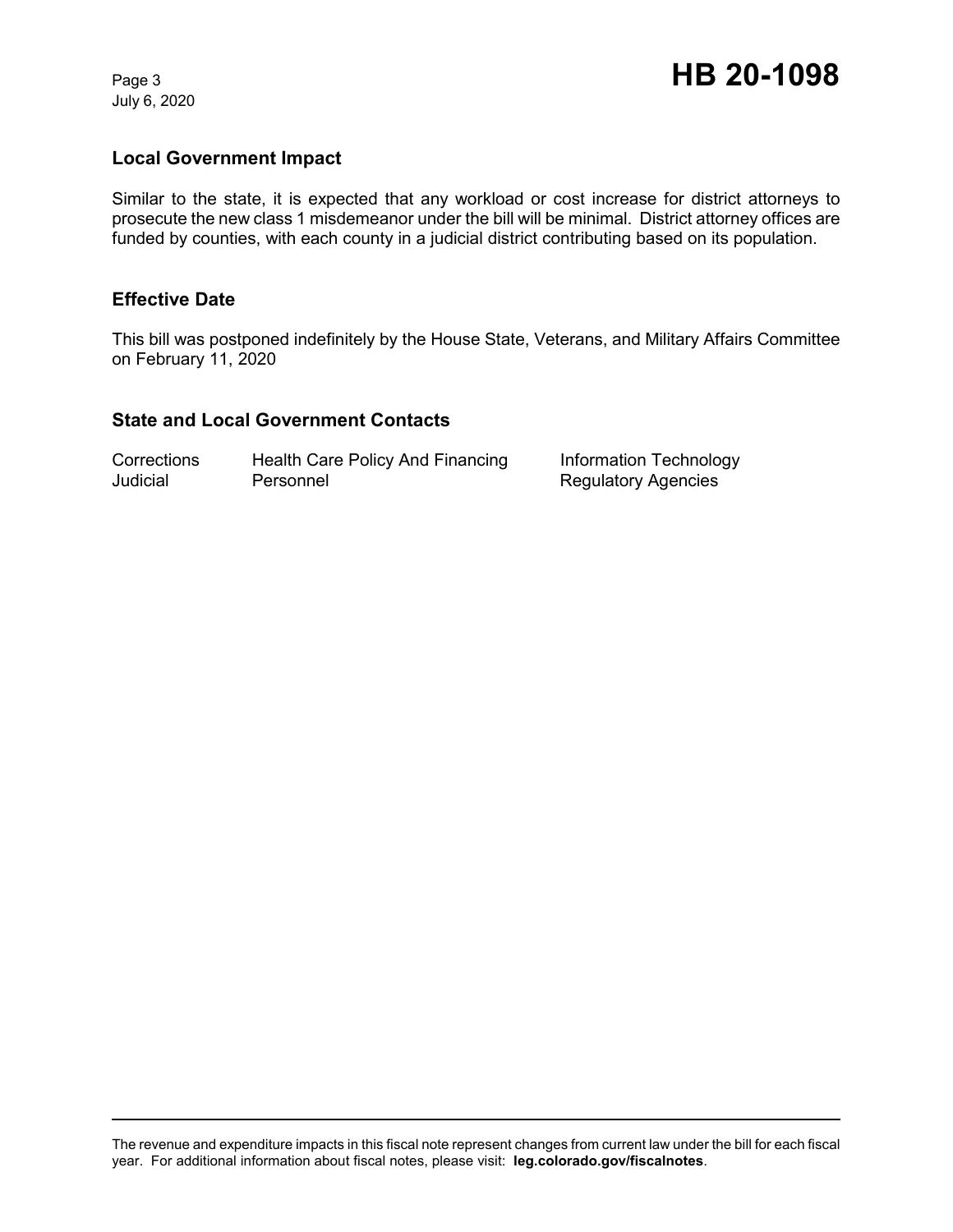## Local Government Impact

Similar to the state, it is expected that any workload or cost increase for district attorneys to prosecute the new class 1 misdemeanor under the bill will be minimal. District attorney offices are funded by counties, with each county in a judicial district contributing based on its population.

## Effective Date

This bill was postponed indefinitely by the House State, Veterans, and Military Affairs Committee on February 11, 2020

## State and Local Government Contacts

| | | |
|---|---|---|
| Corrections | Health Care Policy And Financing | Information Technology |
| Judicial | Personnel | Regulatory Agencies |

The revenue and expenditure impacts in this fiscal note represent changes from current law under the bill for each fiscal year. For additional information about fiscal notes, please visit: **leg.colorado.gov/fiscalnotes**.